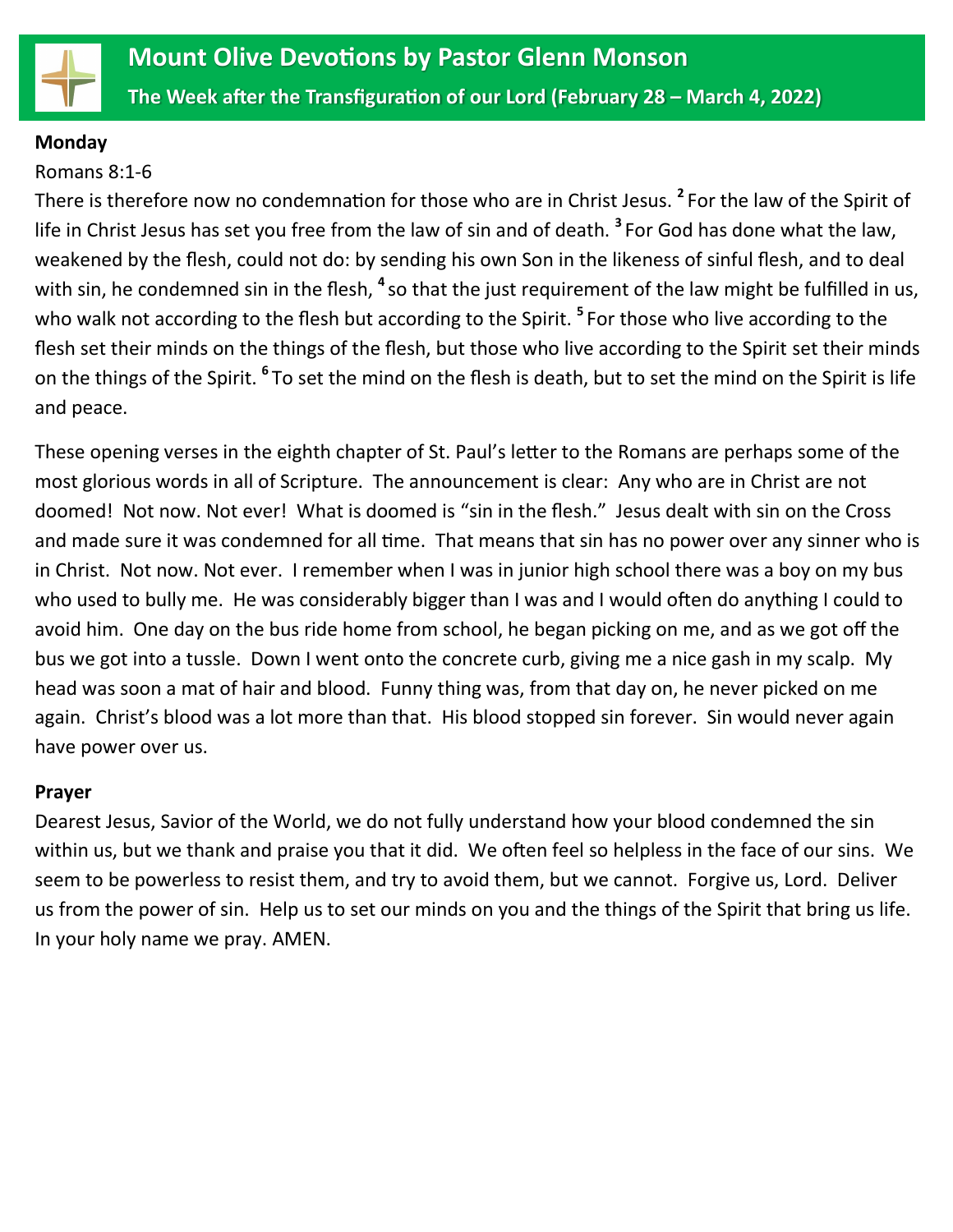# Mount Olive Devotions by Pastor Glenn Monson

## The Week after the Transfiguration of our Lord (February 28 – March 4, 2022)

**Monday**

Romans 8:1-6

There is therefore now no condemnation for those who are in Christ Jesus. [2] For the law of the Spirit of life in Christ Jesus has set you free from the law of sin and of death. [3] For God has done what the law, weakened by the flesh, could not do: by sending his own Son in the likeness of sinful flesh, and to deal with sin, he condemned sin in the flesh, [4] so that the just requirement of the law might be fulfilled in us, who walk not according to the flesh but according to the Spirit. [5] For those who live according to the flesh set their minds on the things of the flesh, but those who live according to the Spirit set their minds on the things of the Spirit. [6] To set the mind on the flesh is death, but to set the mind on the Spirit is life and peace.

These opening verses in the eighth chapter of St. Paul's letter to the Romans are perhaps some of the most glorious words in all of Scripture. The announcement is clear: Any who are in Christ are not doomed! Not now. Not ever! What is doomed is "sin in the flesh." Jesus dealt with sin on the Cross and made sure it was condemned for all time. That means that sin has no power over any sinner who is in Christ. Not now. Not ever. I remember when I was in junior high school there was a boy on my bus who used to bully me. He was considerably bigger than I was and I would often do anything I could to avoid him. One day on the bus ride home from school, he began picking on me, and as we got off the bus we got into a tussle. Down I went onto the concrete curb, giving me a nice gash in my scalp. My head was soon a mat of hair and blood. Funny thing was, from that day on, he never picked on me again. Christ's blood was a lot more than that. His blood stopped sin forever. Sin would never again have power over us.

**Prayer**

Dearest Jesus, Savior of the World, we do not fully understand how your blood condemned the sin within us, but we thank and praise you that it did. We often feel so helpless in the face of our sins. We seem to be powerless to resist them, and try to avoid them, but we cannot. Forgive us, Lord. Deliver us from the power of sin. Help us to set our minds on you and the things of the Spirit that bring us life. In your holy name we pray. AMEN.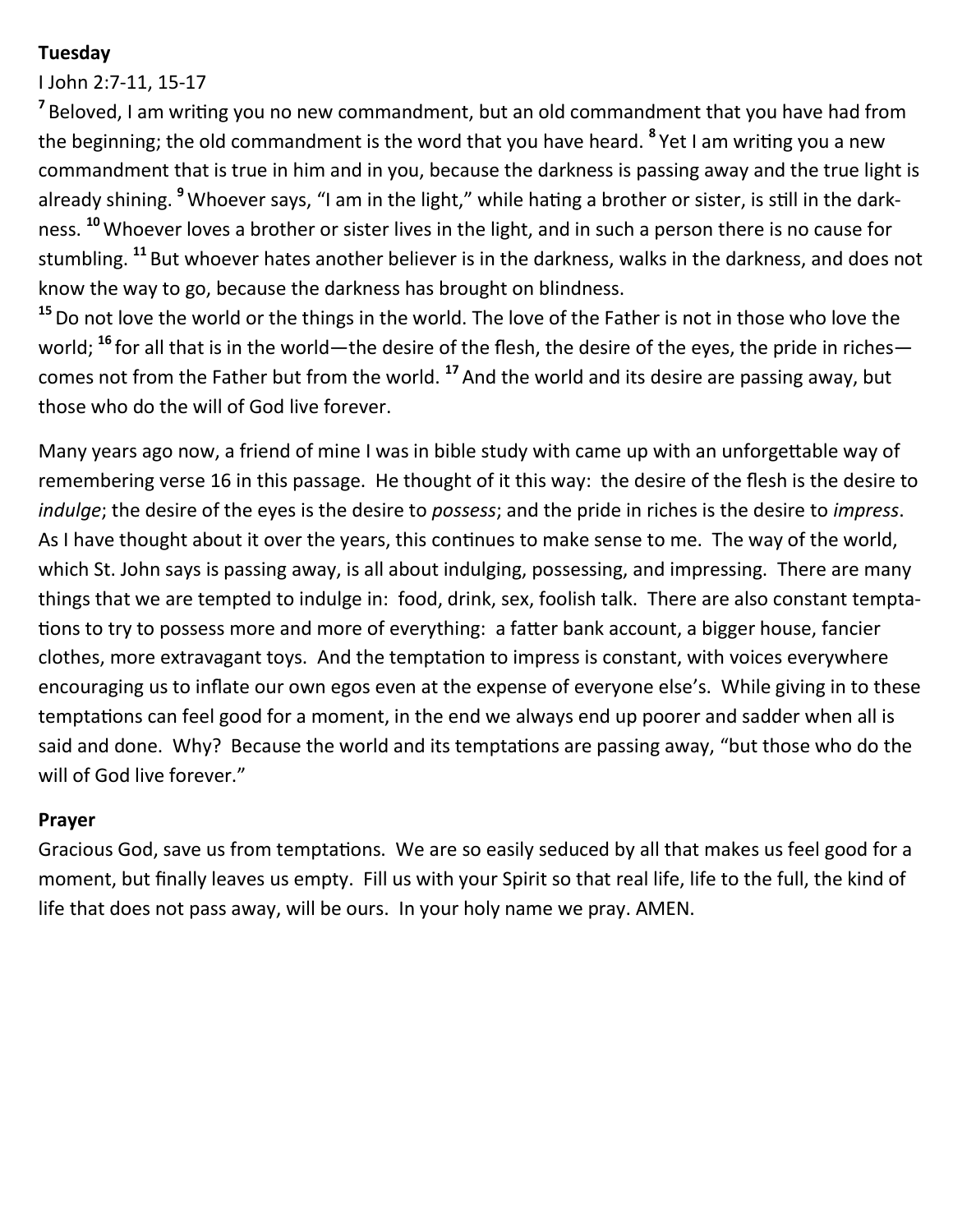**Tuesday**

I John 2:7-11, 15-17

[7] Beloved, I am writing you no new commandment, but an old commandment that you have had from the beginning; the old commandment is the word that you have heard. [8] Yet I am writing you a new commandment that is true in him and in you, because the darkness is passing away and the true light is already shining. [9] Whoever says, "I am in the light," while hating a brother or sister, is still in the darkness. [10] Whoever loves a brother or sister lives in the light, and in such a person there is no cause for stumbling. [11] But whoever hates another believer is in the darkness, walks in the darkness, and does not know the way to go, because the darkness has brought on blindness.

[15] Do not love the world or the things in the world. The love of the Father is not in those who love the world; [16] for all that is in the world—the desire of the flesh, the desire of the eyes, the pride in riches—comes not from the Father but from the world. [17] And the world and its desire are passing away, but those who do the will of God live forever.

Many years ago now, a friend of mine I was in bible study with came up with an unforgettable way of remembering verse 16 in this passage. He thought of it this way: the desire of the flesh is the desire to *indulge*; the desire of the eyes is the desire to *possess*; and the pride in riches is the desire to *impress*. As I have thought about it over the years, this continues to make sense to me. The way of the world, which St. John says is passing away, is all about indulging, possessing, and impressing. There are many things that we are tempted to indulge in: food, drink, sex, foolish talk. There are also constant temptations to try to possess more and more of everything: a fatter bank account, a bigger house, fancier clothes, more extravagant toys. And the temptation to impress is constant, with voices everywhere encouraging us to inflate our own egos even at the expense of everyone else's. While giving in to these temptations can feel good for a moment, in the end we always end up poorer and sadder when all is said and done. Why? Because the world and its temptations are passing away, "but those who do the will of God live forever."

**Prayer**

Gracious God, save us from temptations. We are so easily seduced by all that makes us feel good for a moment, but finally leaves us empty. Fill us with your Spirit so that real life, life to the full, the kind of life that does not pass away, will be ours. In your holy name we pray. AMEN.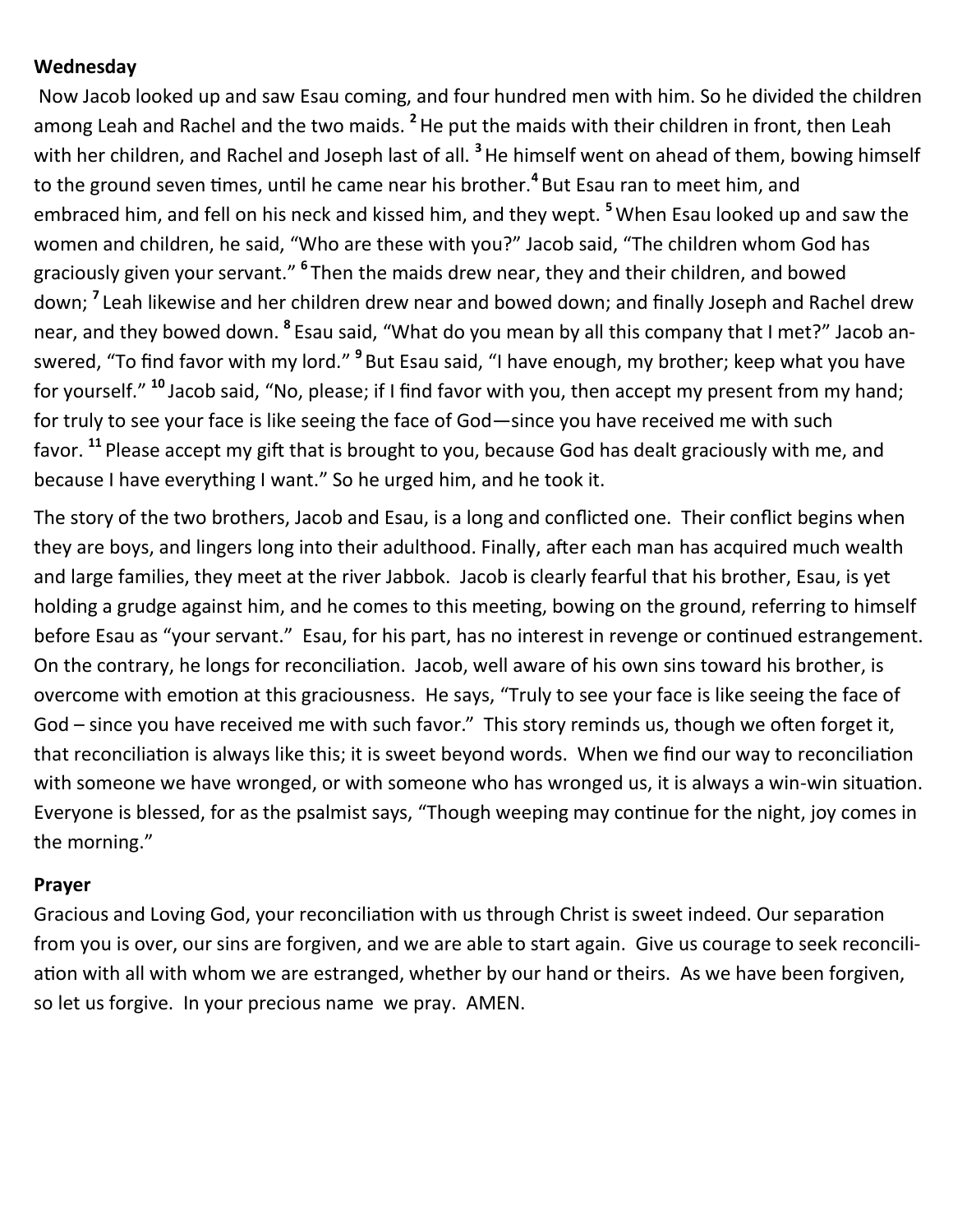**Wednesday**

Now Jacob looked up and saw Esau coming, and four hundred men with him. So he divided the children among Leah and Rachel and the two maids. [2] He put the maids with their children in front, then Leah with her children, and Rachel and Joseph last of all. [3] He himself went on ahead of them, bowing himself to the ground seven times, until he came near his brother.[4] But Esau ran to meet him, and embraced him, and fell on his neck and kissed him, and they wept. [5] When Esau looked up and saw the women and children, he said, “Who are these with you?” Jacob said, “The children whom God has graciously given your servant.” [6] Then the maids drew near, they and their children, and bowed down; [7] Leah likewise and her children drew near and bowed down; and finally Joseph and Rachel drew near, and they bowed down. [8] Esau said, “What do you mean by all this company that I met?” Jacob answered, “To find favor with my lord.” [9] But Esau said, “I have enough, my brother; keep what you have for yourself.” [10] Jacob said, “No, please; if I find favor with you, then accept my present from my hand; for truly to see your face is like seeing the face of God—since you have received me with such favor. [11] Please accept my gift that is brought to you, because God has dealt graciously with me, and because I have everything I want.” So he urged him, and he took it.

The story of the two brothers, Jacob and Esau, is a long and conflicted one. Their conflict begins when they are boys, and lingers long into their adulthood. Finally, after each man has acquired much wealth and large families, they meet at the river Jabbok. Jacob is clearly fearful that his brother, Esau, is yet holding a grudge against him, and he comes to this meeting, bowing on the ground, referring to himself before Esau as “your servant.” Esau, for his part, has no interest in revenge or continued estrangement. On the contrary, he longs for reconciliation. Jacob, well aware of his own sins toward his brother, is overcome with emotion at this graciousness. He says, “Truly to see your face is like seeing the face of God – since you have received me with such favor.” This story reminds us, though we often forget it, that reconciliation is always like this; it is sweet beyond words. When we find our way to reconciliation with someone we have wronged, or with someone who has wronged us, it is always a win-win situation. Everyone is blessed, for as the psalmist says, “Though weeping may continue for the night, joy comes in the morning.”

**Prayer**

Gracious and Loving God, your reconciliation with us through Christ is sweet indeed. Our separation from you is over, our sins are forgiven, and we are able to start again. Give us courage to seek reconciliation with all with whom we are estranged, whether by our hand or theirs. As we have been forgiven, so let us forgive. In your precious name we pray. AMEN.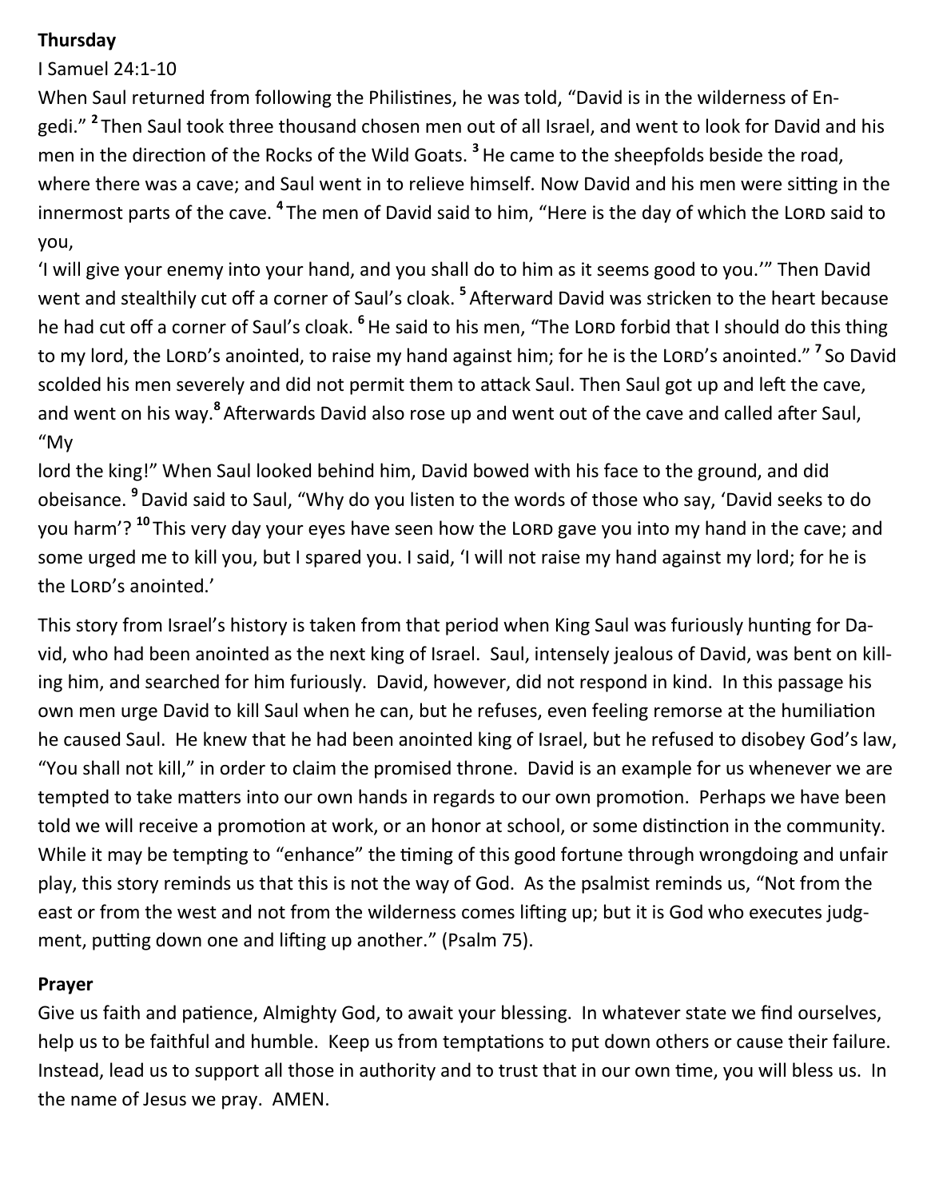**Thursday**

I Samuel 24:1-10

When Saul returned from following the Philistines, he was told, "David is in the wilderness of En-gedi." [2] Then Saul took three thousand chosen men out of all Israel, and went to look for David and his men in the direction of the Rocks of the Wild Goats. [3] He came to the sheepfolds beside the road, where there was a cave; and Saul went in to relieve himself. Now David and his men were sitting in the innermost parts of the cave. [4] The men of David said to him, "Here is the day of which the LORD said to you,

'I will give your enemy into your hand, and you shall do to him as it seems good to you.'" Then David went and stealthily cut off a corner of Saul's cloak. [5] Afterward David was stricken to the heart because he had cut off a corner of Saul's cloak. [6] He said to his men, "The LORD forbid that I should do this thing to my lord, the LORD's anointed, to raise my hand against him; for he is the LORD's anointed." [7] So David scolded his men severely and did not permit them to attack Saul. Then Saul got up and left the cave, and went on his way.[8] Afterwards David also rose up and went out of the cave and called after Saul, "My

lord the king!" When Saul looked behind him, David bowed with his face to the ground, and did obeisance. [9] David said to Saul, "Why do you listen to the words of those who say, 'David seeks to do you harm'? [10] This very day your eyes have seen how the LORD gave you into my hand in the cave; and some urged me to kill you, but I spared you. I said, 'I will not raise my hand against my lord; for he is the LORD's anointed.'

This story from Israel's history is taken from that period when King Saul was furiously hunting for David, who had been anointed as the next king of Israel. Saul, intensely jealous of David, was bent on killing him, and searched for him furiously. David, however, did not respond in kind. In this passage his own men urge David to kill Saul when he can, but he refuses, even feeling remorse at the humiliation he caused Saul. He knew that he had been anointed king of Israel, but he refused to disobey God's law, "You shall not kill," in order to claim the promised throne. David is an example for us whenever we are tempted to take matters into our own hands in regards to our own promotion. Perhaps we have been told we will receive a promotion at work, or an honor at school, or some distinction in the community. While it may be tempting to "enhance" the timing of this good fortune through wrongdoing and unfair play, this story reminds us that this is not the way of God. As the psalmist reminds us, "Not from the east or from the west and not from the wilderness comes lifting up; but it is God who executes judgment, putting down one and lifting up another." (Psalm 75).

**Prayer**

Give us faith and patience, Almighty God, to await your blessing. In whatever state we find ourselves, help us to be faithful and humble. Keep us from temptations to put down others or cause their failure. Instead, lead us to support all those in authority and to trust that in our own time, you will bless us. In the name of Jesus we pray. AMEN.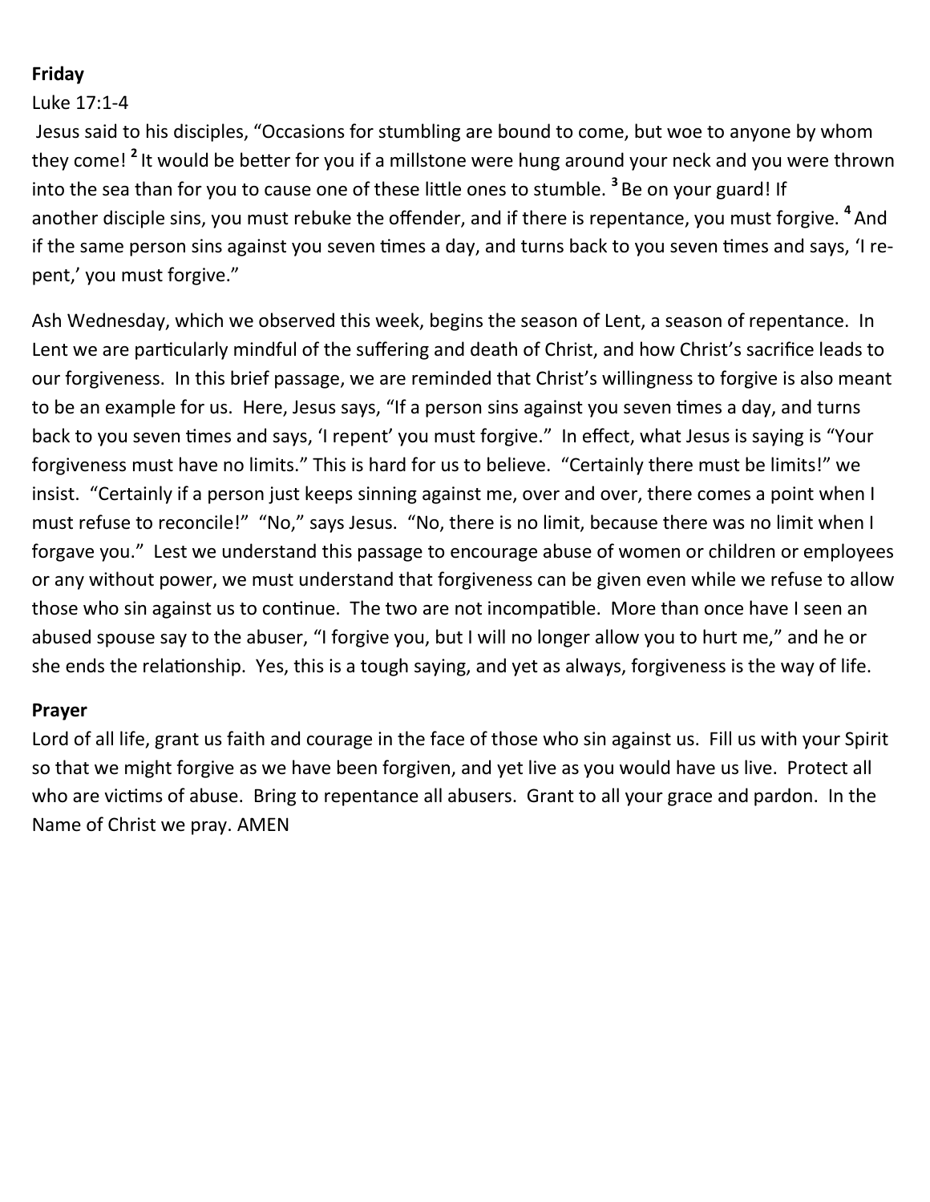**Friday**

Luke 17:1-4

Jesus said to his disciples, "Occasions for stumbling are bound to come, but woe to anyone by whom they come! [2] It would be better for you if a millstone were hung around your neck and you were thrown into the sea than for you to cause one of these little ones to stumble. [3] Be on your guard! If another disciple sins, you must rebuke the offender, and if there is repentance, you must forgive. [4] And if the same person sins against you seven times a day, and turns back to you seven times and says, 'I repent,' you must forgive."

Ash Wednesday, which we observed this week, begins the season of Lent, a season of repentance. In Lent we are particularly mindful of the suffering and death of Christ, and how Christ's sacrifice leads to our forgiveness. In this brief passage, we are reminded that Christ's willingness to forgive is also meant to be an example for us. Here, Jesus says, "If a person sins against you seven times a day, and turns back to you seven times and says, 'I repent' you must forgive." In effect, what Jesus is saying is "Your forgiveness must have no limits." This is hard for us to believe. "Certainly there must be limits!" we insist. "Certainly if a person just keeps sinning against me, over and over, there comes a point when I must refuse to reconcile!" "No," says Jesus. "No, there is no limit, because there was no limit when I forgave you." Lest we understand this passage to encourage abuse of women or children or employees or any without power, we must understand that forgiveness can be given even while we refuse to allow those who sin against us to continue. The two are not incompatible. More than once have I seen an abused spouse say to the abuser, "I forgive you, but I will no longer allow you to hurt me," and he or she ends the relationship. Yes, this is a tough saying, and yet as always, forgiveness is the way of life.

**Prayer**

Lord of all life, grant us faith and courage in the face of those who sin against us. Fill us with your Spirit so that we might forgive as we have been forgiven, and yet live as you would have us live. Protect all who are victims of abuse. Bring to repentance all abusers. Grant to all your grace and pardon. In the Name of Christ we pray. AMEN